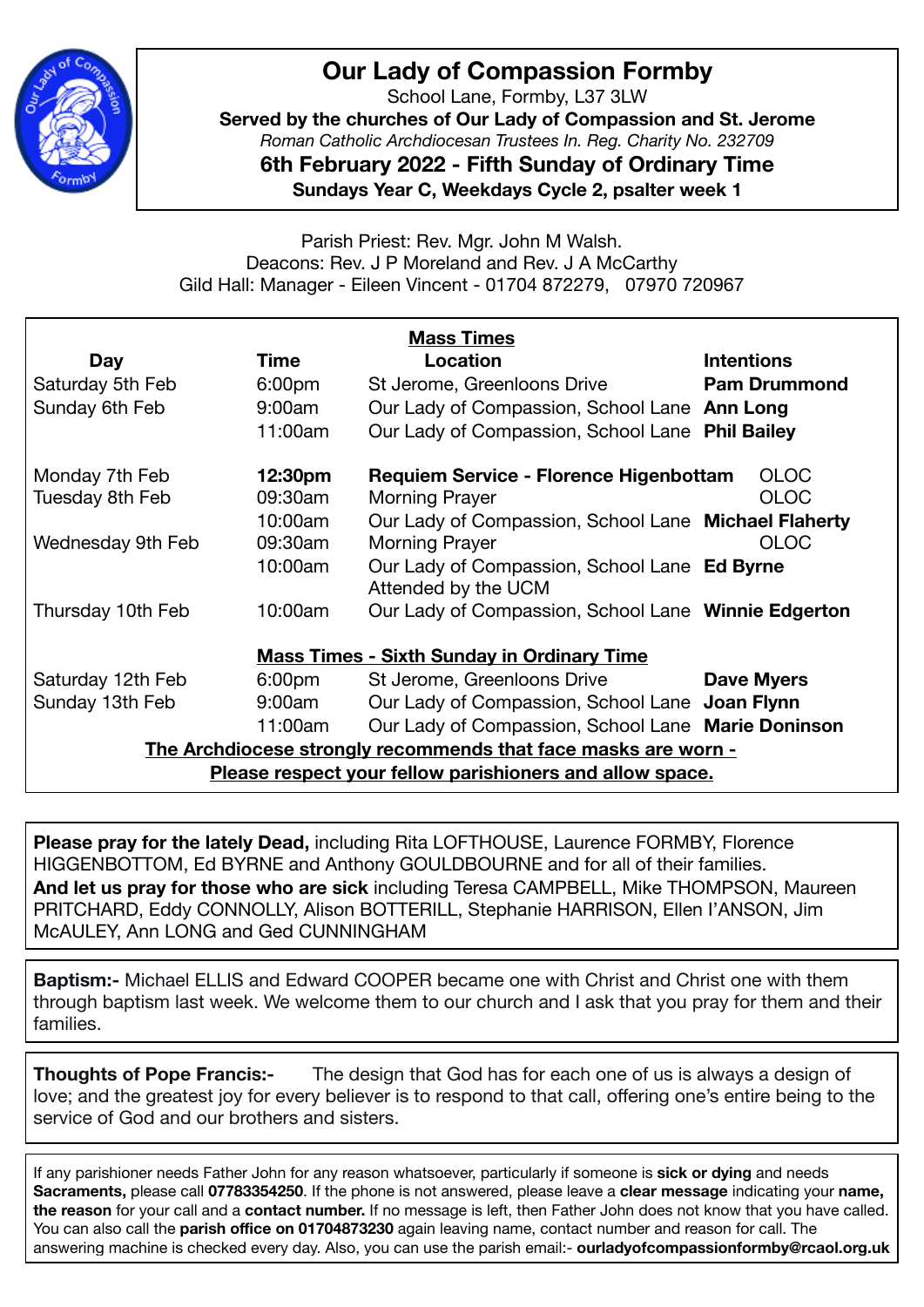# Our Lady of Compassion Formby

School Lane, Formby, L37 3LW

**Served by the churches of Our Lady of Compassion and St. Jerome**

*Roman Catholic Archdiocesan Trustees In. Reg. Charity No. 232709*

**6th February 2022 - Fifth Sunday of Ordinary Time**

**Sundays Year C, Weekdays Cycle 2, psalter week 1**

Parish Priest: Rev. Mgr. John M Walsh.
Deacons: Rev. J P Moreland and Rev. J A McCarthy
Gild Hall: Manager - Eileen Vincent - 01704 872279, 07970 720967

## Mass Times

| Day | Time | Location | Intentions |
|---|---|---|---|
| Saturday 5th Feb | 6:00pm | St Jerome, Greenloons Drive | **Pam Drummond** |
| Sunday 6th Feb | 9:00am | Our Lady of Compassion, School Lane | **Ann Long** |
| | 11:00am | Our Lady of Compassion, School Lane | **Phil Bailey** |
| Monday 7th Feb | **12:30pm** | **Requiem Service - Florence Higenbottam** | OLOC |
| Tuesday 8th Feb | 09:30am | Morning Prayer | OLOC |
| | 10:00am | Our Lady of Compassion, School Lane | **Michael Flaherty** |
| Wednesday 9th Feb | 09:30am | Morning Prayer | OLOC |
| | 10:00am | Our Lady of Compassion, School Lane Attended by the UCM | **Ed Byrne** |
| Thursday 10th Feb | 10:00am | Our Lady of Compassion, School Lane | **Winnie Edgerton** |

### Mass Times - Sixth Sunday in Ordinary Time

| Day | Time | Location | Intentions |
|---|---|---|---|
| Saturday 12th Feb | 6:00pm | St Jerome, Greenloons Drive | **Dave Myers** |
| Sunday 13th Feb | 9:00am | Our Lady of Compassion, School Lane | **Joan Flynn** |
| | 11:00am | Our Lady of Compassion, School Lane | **Marie Doninson** |

**The Archdiocese strongly recommends that face masks are worn -**
**Please respect your fellow parishioners and allow space.**

**Please pray for the lately Dead,** including Rita LOFTHOUSE, Laurence FORMBY, Florence HIGGENBOTTOM, Ed BYRNE and Anthony GOULDBOURNE and for all of their families.
**And let us pray for those who are sick** including Teresa CAMPBELL, Mike THOMPSON, Maureen PRITCHARD, Eddy CONNOLLY, Alison BOTTERILL, Stephanie HARRISON, Ellen I'ANSON, Jim McAULEY, Ann LONG and Ged CUNNINGHAM

**Baptism:-** Michael ELLIS and Edward COOPER became one with Christ and Christ one with them through baptism last week. We welcome them to our church and I ask that you pray for them and their families.

**Thoughts of Pope Francis:-** The design that God has for each one of us is always a design of love; and the greatest joy for every believer is to respond to that call, offering one's entire being to the service of God and our brothers and sisters.

If any parishioner needs Father John for any reason whatsoever, particularly if someone is **sick or dying** and needs **Sacraments,** please call **07783354250**. If the phone is not answered, please leave a **clear message** indicating your **name, the reason** for your call and a **contact number.** If no message is left, then Father John does not know that you have called. You can also call the **parish office on 01704873230** again leaving name, contact number and reason for call. The answering machine is checked every day. Also, you can use the parish email:- **ourladyofcompassionformby@rcaol.org.uk**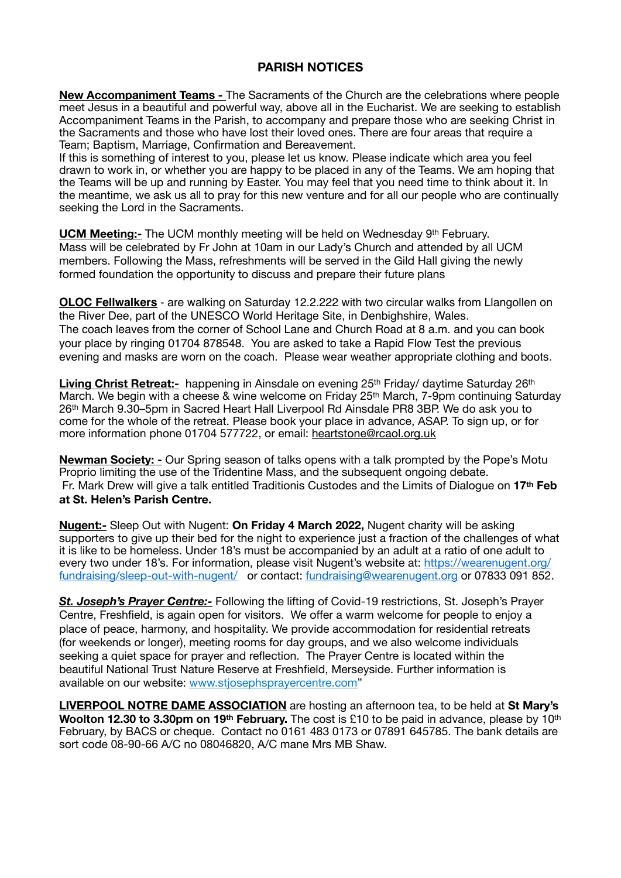## PARISH NOTICES

**New Accompaniment Teams -** The Sacraments of the Church are the celebrations where people meet Jesus in a beautiful and powerful way, above all in the Eucharist. We are seeking to establish Accompaniment Teams in the Parish, to accompany and prepare those who are seeking Christ in the Sacraments and those who have lost their loved ones. There are four areas that require a Team; Baptism, Marriage, Confirmation and Bereavement.
If this is something of interest to you, please let us know. Please indicate which area you feel drawn to work in, or whether you are happy to be placed in any of the Teams. We am hoping that the Teams will be up and running by Easter. You may feel that you need time to think about it. In the meantime, we ask us all to pray for this new venture and for all our people who are continually seeking the Lord in the Sacraments.

**UCM Meeting:-** The UCM monthly meeting will be held on Wednesday 9th February.
Mass will be celebrated by Fr John at 10am in our Lady's Church and attended by all UCM members. Following the Mass, refreshments will be served in the Gild Hall giving the newly formed foundation the opportunity to discuss and prepare their future plans

**OLOC Fellwalkers** - are walking on Saturday 12.2.222 with two circular walks from Llangollen on the River Dee, part of the UNESCO World Heritage Site, in Denbighshire, Wales.
The coach leaves from the corner of School Lane and Church Road at 8 a.m. and you can book your place by ringing 01704 878548. You are asked to take a Rapid Flow Test the previous evening and masks are worn on the coach. Please wear weather appropriate clothing and boots.

**Living Christ Retreat:-** happening in Ainsdale on evening 25th Friday/ daytime Saturday 26th March. We begin with a cheese & wine welcome on Friday 25th March, 7-9pm continuing Saturday 26th March 9.30–5pm in Sacred Heart Hall Liverpool Rd Ainsdale PR8 3BP. We do ask you to come for the whole of the retreat. Please book your place in advance, ASAP. To sign up, or for more information phone 01704 577722, or email: heartstone@rcaol.org.uk

**Newman Society: -** Our Spring season of talks opens with a talk prompted by the Pope's Motu Proprio limiting the use of the Tridentine Mass, and the subsequent ongoing debate.
Fr. Mark Drew will give a talk entitled Traditionis Custodes and the Limits of Dialogue on **17th Feb at St. Helen's Parish Centre.**

**Nugent:-** Sleep Out with Nugent: **On Friday 4 March 2022,** Nugent charity will be asking supporters to give up their bed for the night to experience just a fraction of the challenges of what it is like to be homeless. Under 18's must be accompanied by an adult at a ratio of one adult to every two under 18's. For information, please visit Nugent's website at: https://wearenugent.org/fundraising/sleep-out-with-nugent/ or contact: fundraising@wearenugent.org or 07833 091 852.

***St. Joseph's Prayer Centre:-*** Following the lifting of Covid-19 restrictions, St. Joseph's Prayer Centre, Freshfield, is again open for visitors. We offer a warm welcome for people to enjoy a place of peace, harmony, and hospitality. We provide accommodation for residential retreats (for weekends or longer), meeting rooms for day groups, and we also welcome individuals seeking a quiet space for prayer and reflection. The Prayer Centre is located within the beautiful National Trust Nature Reserve at Freshfield, Merseyside. Further information is available on our website: www.stjosephsprayercentre.com"

**LIVERPOOL NOTRE DAME ASSOCIATION** are hosting an afternoon tea, to be held at **St Mary's Woolton 12.30 to 3.30pm on 19th February.** The cost is £10 to be paid in advance, please by 10th February, by BACS or cheque. Contact no 0161 483 0173 or 07891 645785. The bank details are sort code 08-90-66 A/C no 08046820, A/C mane Mrs MB Shaw.